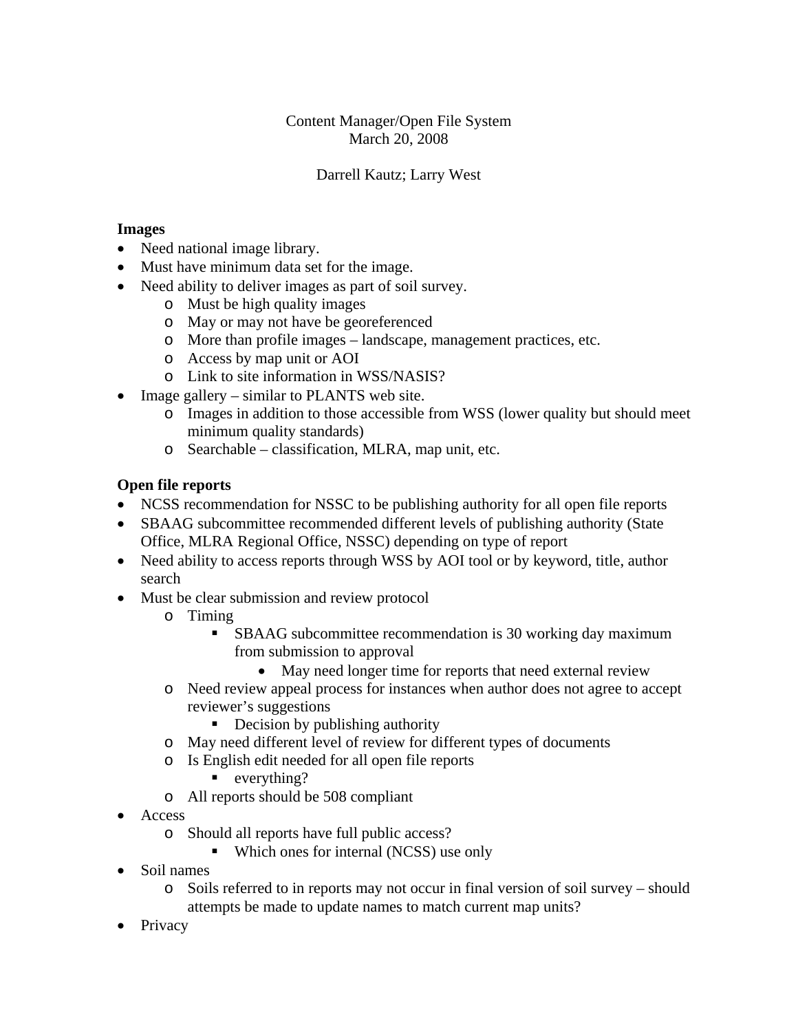Content Manager/Open File System

March 20, 2008

Darrell Kautz; Larry West

**Images**

- Need national image library.
- Must have minimum data set for the image.
- Need ability to deliver images as part of soil survey.
  - Must be high quality images
  - May or may not have be georeferenced
  - More than profile images – landscape, management practices, etc.
  - Access by map unit or AOI
  - Link to site information in WSS/NASIS?
- Image gallery – similar to PLANTS web site.
  - Images in addition to those accessible from WSS (lower quality but should meet minimum quality standards)
  - Searchable – classification, MLRA, map unit, etc.

**Open file reports**

- NCSS recommendation for NSSC to be publishing authority for all open file reports
- SBAAG subcommittee recommended different levels of publishing authority (State Office, MLRA Regional Office, NSSC) depending on type of report
- Need ability to access reports through WSS by AOI tool or by keyword, title, author search
- Must be clear submission and review protocol
  - Timing
    - SBAAG subcommittee recommendation is 30 working day maximum from submission to approval
      - May need longer time for reports that need external review
  - Need review appeal process for instances when author does not agree to accept reviewer's suggestions
    - Decision by publishing authority
  - May need different level of review for different types of documents
  - Is English edit needed for all open file reports
    - everything?
  - All reports should be 508 compliant
- Access
  - Should all reports have full public access?
    - Which ones for internal (NCSS) use only
- Soil names
  - Soils referred to in reports may not occur in final version of soil survey – should attempts be made to update names to match current map units?
- Privacy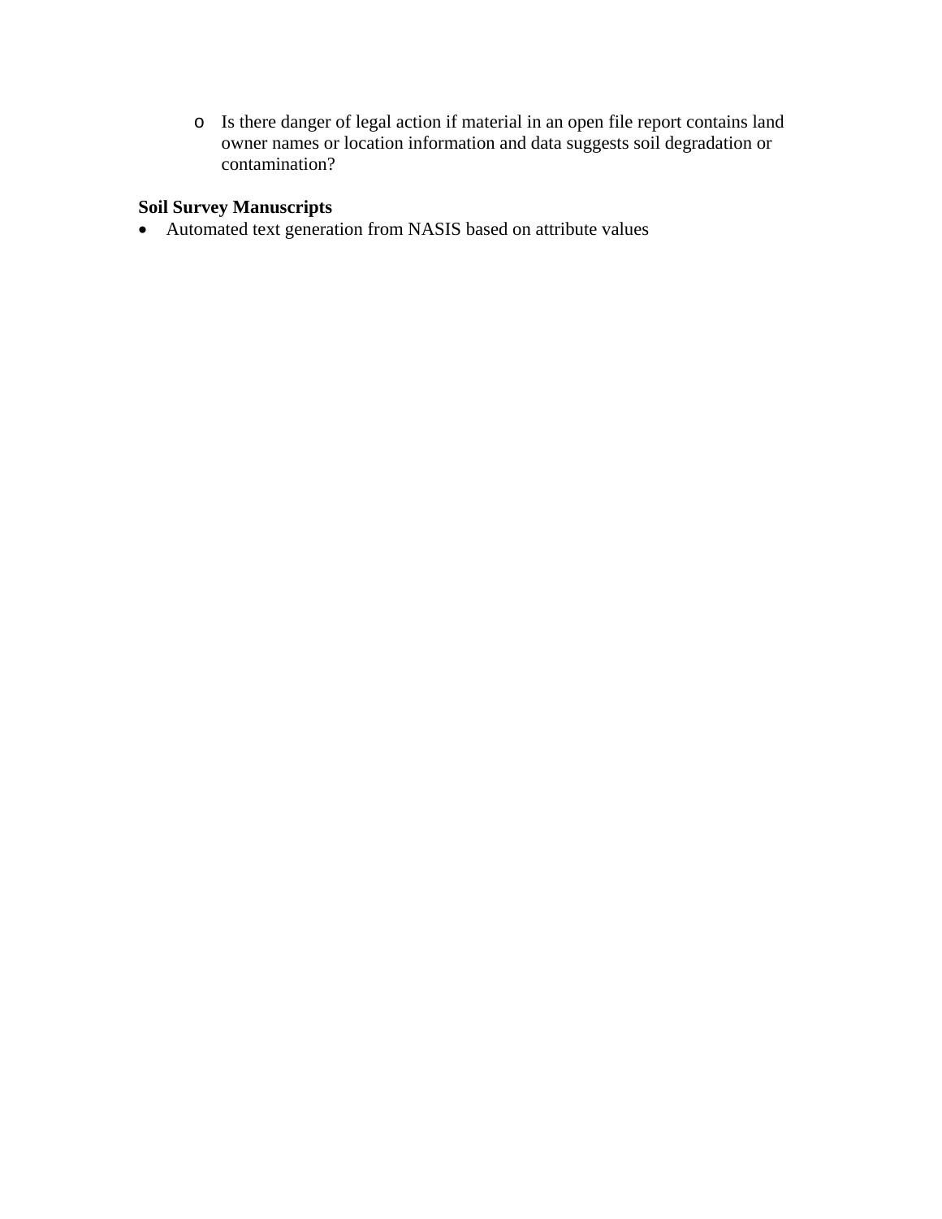- Is there danger of legal action if material in an open file report contains land owner names or location information and data suggests soil degradation or contamination?

**Soil Survey Manuscripts**

- Automated text generation from NASIS based on attribute values